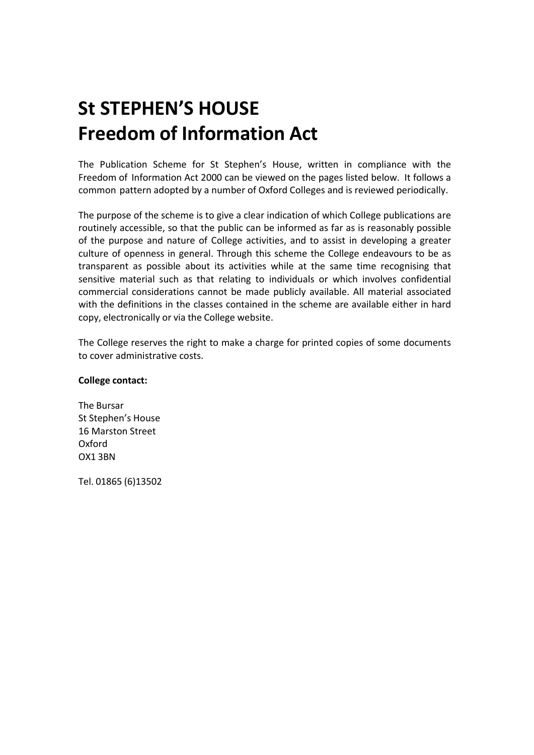# St STEPHEN'S HOUSE
# Freedom of Information Act

The Publication Scheme for St Stephen's House, written in compliance with the Freedom of Information Act 2000 can be viewed on the pages listed below. It follows a common pattern adopted by a number of Oxford Colleges and is reviewed periodically.

The purpose of the scheme is to give a clear indication of which College publications are routinely accessible, so that the public can be informed as far as is reasonably possible of the purpose and nature of College activities, and to assist in developing a greater culture of openness in general. Through this scheme the College endeavours to be as transparent as possible about its activities while at the same time recognising that sensitive material such as that relating to individuals or which involves confidential commercial considerations cannot be made publicly available. All material associated with the definitions in the classes contained in the scheme are available either in hard copy, electronically or via the College website.

The College reserves the right to make a charge for printed copies of some documents to cover administrative costs.

**College contact:**

The Bursar
St Stephen's House
16 Marston Street
Oxford
OX1 3BN

Tel. 01865 (6)13502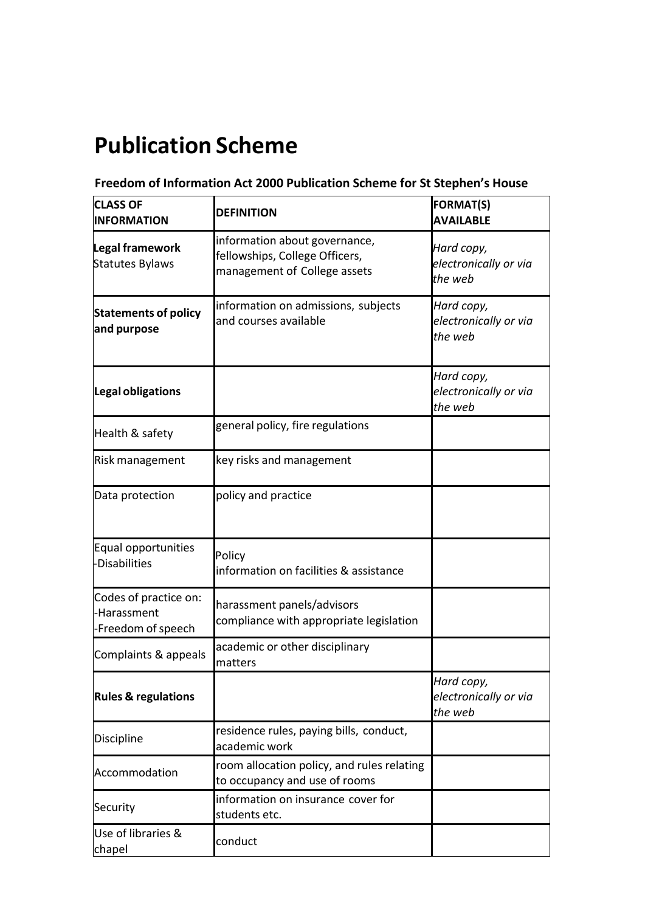# Publication Scheme

**Freedom of Information Act 2000 Publication Scheme for St Stephen's House**

| **CLASS OF INFORMATION** | **DEFINITION** | **FORMAT(S) AVAILABLE** |
|---|---|---|
| **Legal framework** Statutes Bylaws | information about governance, fellowships, College Officers, management of College assets | *Hard copy, electronically or via the web* |
| **Statements of policy and purpose** | information on admissions, subjects and courses available | *Hard copy, electronically or via the web* |
| **Legal obligations** | | *Hard copy, electronically or via the web* |
| Health & safety | general policy, fire regulations | |
| Risk management | key risks and management | |
| Data protection | policy and practice | |
| Equal opportunities -Disabilities | Policy information on facilities & assistance | |
| Codes of practice on: -Harassment -Freedom of speech | harassment panels/advisors compliance with appropriate legislation | |
| Complaints & appeals | academic or other disciplinary matters | |
| **Rules & regulations** | | *Hard copy, electronically or via the web* |
| Discipline | residence rules, paying bills, conduct, academic work | |
| Accommodation | room allocation policy, and rules relating to occupancy and use of rooms | |
| Security | information on insurance cover for students etc. | |
| Use of libraries & chapel | conduct | |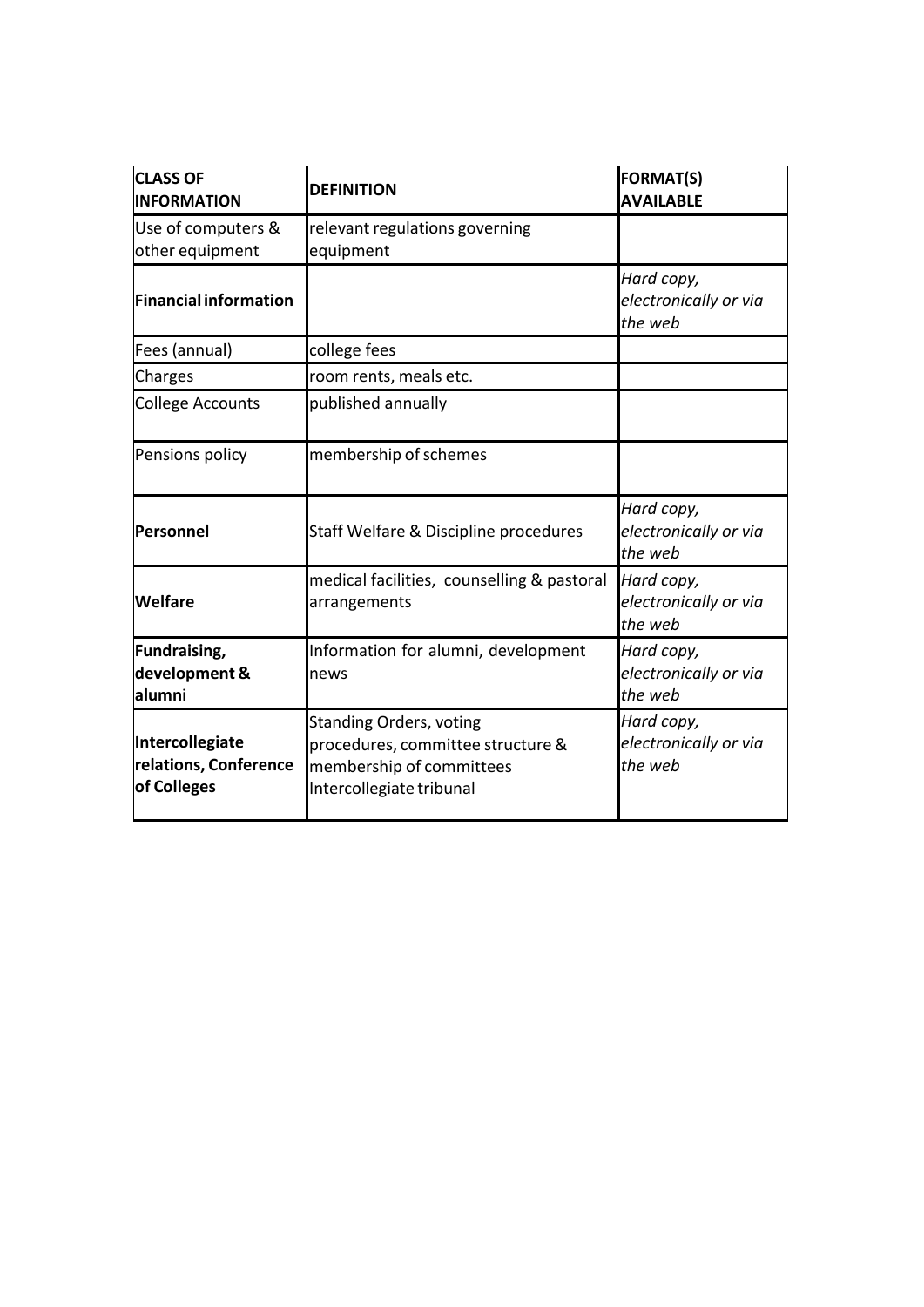| CLASS OF INFORMATION | DEFINITION | FORMAT(S) AVAILABLE |
|---|---|---|
| Use of computers & other equipment | relevant regulations governing equipment | |
| **Financial information** | | *Hard copy, electronically or via the web* |
| Fees (annual) | college fees | |
| Charges | room rents, meals etc. | |
| College Accounts | published annually | |
| Pensions policy | membership of schemes | |
| **Personnel** | Staff Welfare & Discipline procedures | *Hard copy, electronically or via the web* |
| **Welfare** | medical facilities, counselling & pastoral arrangements | *Hard copy, electronically or via the web* |
| **Fundraising, development & alumni** | Information for alumni, development news | *Hard copy, electronically or via the web* |
| **Intercollegiate relations, Conference of Colleges** | Standing Orders, voting procedures, committee structure & membership of committees Intercollegiate tribunal | *Hard copy, electronically or via the web* |